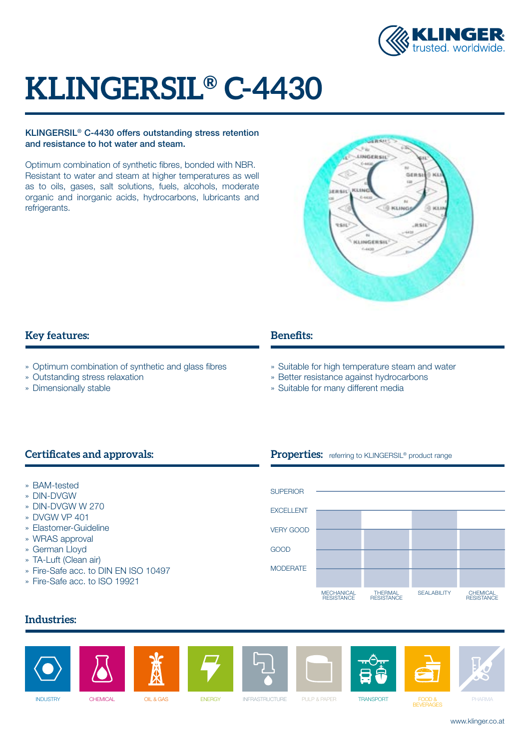# KLINGERSIL® C-4430

**KLINGERSIL® C-4430 offers outstanding stress retention and resistance to hot water and steam.**

Optimum combination of synthetic fibres, bonded with NBR. Resistant to water and steam at higher temperatures as well as to oils, gases, salt solutions, fuels, alcohols, moderate organic and inorganic acids, hydrocarbons, lubricants and refrigerants.

## Key features:

- Optimum combination of synthetic and glass fibres
- Outstanding stress relaxation
- Dimensionally stable

## Benefits:

- Suitable for high temperature steam and water
- Better resistance against hydrocarbons
- Suitable for many different media

## Certificates and approvals:

- BAM-tested
- DIN-DVGW
- DIN-DVGW W 270
- DVGW VP 401
- Elastomer-Guideline
- WRAS approval
- German Lloyd
- TA-Luft (Clean air)
- Fire-Safe acc. to DIN EN ISO 10497
- Fire-Safe acc. to ISO 19921

## Properties: referring to KLINGERSIL® product range

| Property | Rating |
|---|---|
| MECHANICAL RESISTANCE | EXCELLENT |
| THERMAL RESISTANCE | VERY GOOD |
| SEALABILITY | EXCELLENT |
| CHEMICAL RESISTANCE | VERY GOOD |

## Industries:

INDUSTRY, CHEMICAL, OIL & GAS, ENERGY, INFRASTRUCTURE, PULP & PAPER, TRANSPORT, FOOD & BEVERAGES, PHARMA

www.klinger.co.at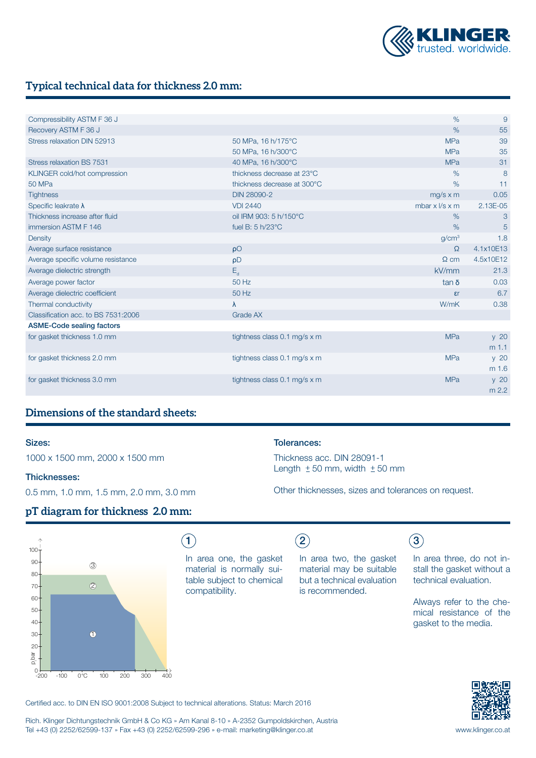KLINGER trusted. worldwide.

## Typical technical data for thickness 2.0 mm:

| | | | |
|---|---|---|---|
| Compressibility ASTM F 36 J | | % | 9 |
| Recovery ASTM F 36 J | | % | 55 |
| Stress relaxation DIN 52913 | 50 MPa, 16 h/175°C | MPa | 39 |
| | 50 MPa, 16 h/300°C | MPa | 35 |
| Stress relaxation BS 7531 | 40 MPa, 16 h/300°C | MPa | 31 |
| KLINGER cold/hot compression | thickness decrease at 23°C | % | 8 |
| 50 MPa | thickness decrease at 300°C | % | 11 |
| Tightness | DIN 28090-2 | mg/s x m | 0.05 |
| Specific leakrate λ | VDI 2440 | mbar x l/s x m | 2.13E-05 |
| Thickness increase after fluid | oil IRM 903: 5 h/150°C | % | 3 |
| immersion ASTM F 146 | fuel B: 5 h/23°C | % | 5 |
| Density | | $g/cm^3$ | 1.8 |
| Average surface resistance | ρO | Ω | 4.1x10E13 |
| Average specific volume resistance | ρD | Ω cm | 4.5x10E12 |
| Average dielectric strength | $E_d$ | kV/mm | 21.3 |
| Average power factor | 50 Hz | tan δ | 0.03 |
| Average dielectric coefficient | 50 Hz | εr | 6.7 |
| Thermal conductivity | λ | W/mK | 0.38 |
| Classification acc. to BS 7531:2006 | Grade AX | | |
| **ASME-Code sealing factors** | | | |
| for gasket thickness 1.0 mm | tightness class 0.1 mg/s x m | MPa | y 20<br>m 1.1 |
| for gasket thickness 2.0 mm | tightness class 0.1 mg/s x m | MPa | y 20<br>m 1.6 |
| for gasket thickness 3.0 mm | tightness class 0.1 mg/s x m | MPa | y 20<br>m 2.2 |

## Dimensions of the standard sheets:

**Sizes:**

1000 x 1500 mm, 2000 x 1500 mm

**Thicknesses:**

0.5 mm, 1.0 mm, 1.5 mm, 2.0 mm, 3.0 mm

**Tolerances:**

Thickness acc. DIN 28091-1
Length ± 50 mm, width ± 50 mm

Other thicknesses, sizes and tolerances on request.

## pT diagram for thickness 2.0 mm:

p bar
100
90
80
70
60
50
40
30
20
10
0
-200 -100 0°C 100 200 300 400
③
②
①

① In area one, the gasket material is normally suitable subject to chemical compatibility.

② In area two, the gasket material may be suitable but a technical evaluation is recommended.

③ In area three, do not install the gasket without a technical evaluation.

Always refer to the chemical resistance of the gasket to the media.

Certified acc. to DIN EN ISO 9001:2008 Subject to technical alterations. Status: March 2016

Rich. Klinger Dichtungstechnik GmbH & Co KG » Am Kanal 8-10 » A-2352 Gumpoldskirchen, Austria
Tel +43 (0) 2252/62599-137 » Fax +43 (0) 2252/62599-296 » e-mail: marketing@klinger.co.at

www.klinger.co.at